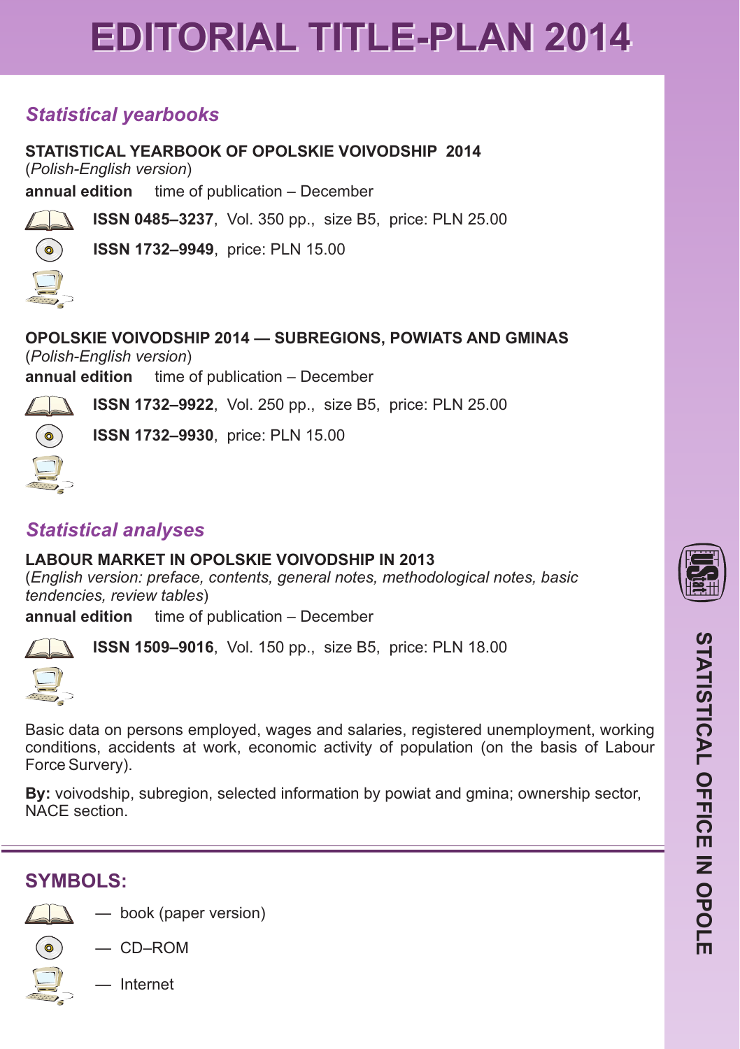# EDITORIAL TITLE-PLAN 2014

## *Statistical yearbooks*

**STATISTICAL YEARBOOK OF OPOLSKIE VOIVODSHIP 2014**
(*Polish-English version*)
**annual edition** time of publication – December

**ISSN 0485–3237**, Vol. 350 pp., size B5, price: PLN 25.00

**ISSN 1732–9949**, price: PLN 15.00

**OPOLSKIE VOIVODSHIP 2014 — SUBREGIONS, POWIATS AND GMINAS**
(*Polish-English version*)
**annual edition** time of publication – December

**ISSN 1732–9922**, Vol. 250 pp., size B5, price: PLN 25.00

**ISSN 1732–9930**, price: PLN 15.00

## *Statistical analyses*

**LABOUR MARKET IN OPOLSKIE VOIVODSHIP IN 2013**
(*English version: preface, contents, general notes, methodological notes, basic tendencies, review tables*)
**annual edition** time of publication – December

**ISSN 1509–9016**, Vol. 150 pp., size B5, price: PLN 18.00

Basic data on persons employed, wages and salaries, registered unemployment, working conditions, accidents at work, economic activity of population (on the basis of Labour Force Survery).

**By:** voivodship, subregion, selected information by powiat and gmina; ownership sector, NACE section.

## SYMBOLS:

— book (paper version)

— CD–ROM

— Internet

STATISTICAL OFFICE IN OPOLE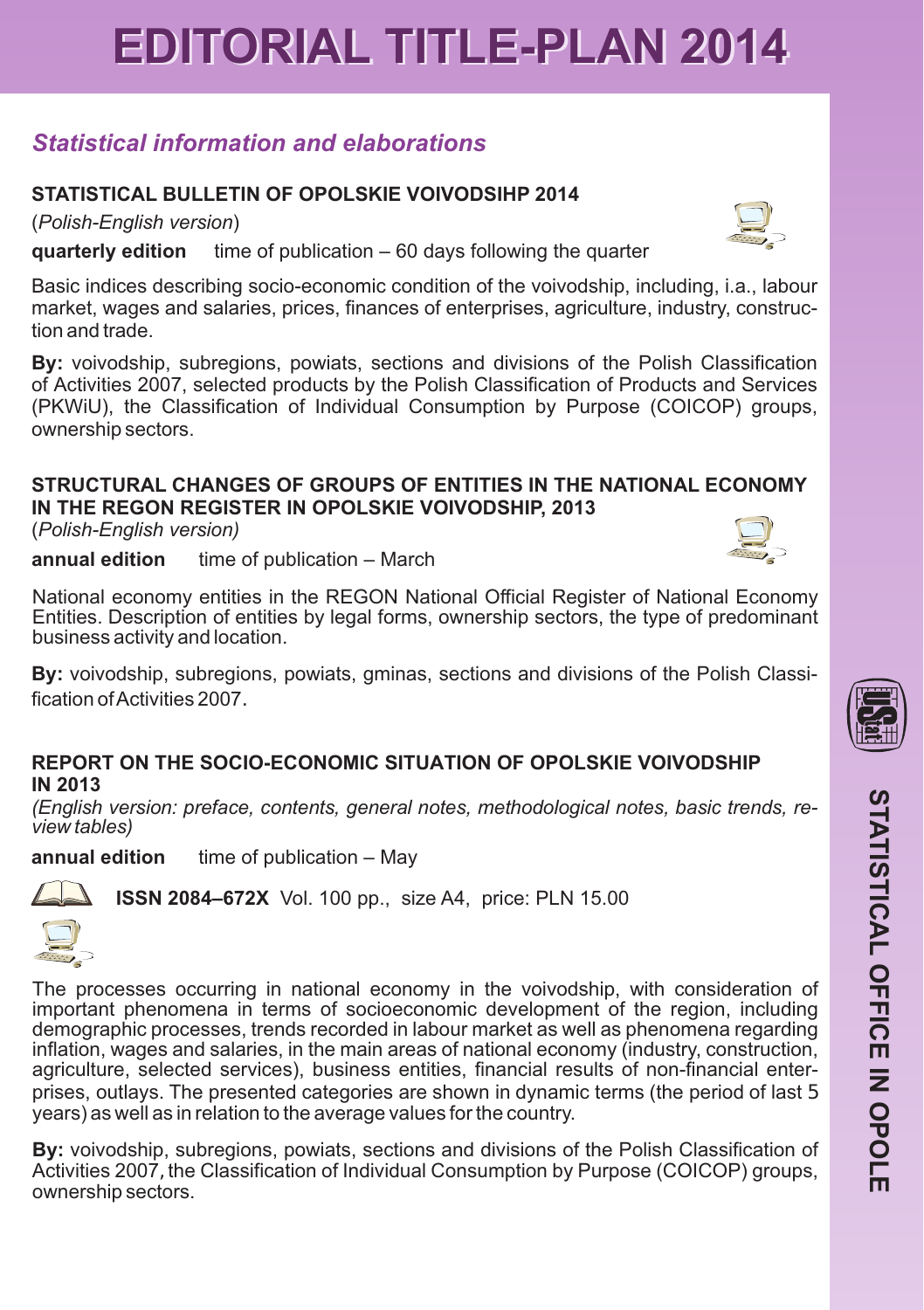# EDITORIAL TITLE-PLAN 2014

## *Statistical information and elaborations*

### STATISTICAL BULLETIN OF OPOLSKIE VOIVODSIHP 2014

(*Polish-English version*)

**quarterly edition** time of publication – 60 days following the quarter

Basic indices describing socio-economic condition of the voivodship, including, i.a., labour market, wages and salaries, prices, finances of enterprises, agriculture, industry, construction and trade.

**By:** voivodship, subregions, powiats, sections and divisions of the Polish Classification of Activities 2007, selected products by the Polish Classification of Products and Services (PKWiU), the Classification of Individual Consumption by Purpose (COICOP) groups, ownership sectors.

### STRUCTURAL CHANGES OF GROUPS OF ENTITIES IN THE NATIONAL ECONOMY IN THE REGON REGISTER IN OPOLSKIE VOIVODSHIP, 2013

(*Polish-English version)*

**annual edition** time of publication – March

National economy entities in the REGON National Official Register of National Economy Entities. Description of entities by legal forms, ownership sectors, the type of predominant business activity and location.

**By:** voivodship, subregions, powiats, gminas, sections and divisions of the Polish Classification of Activities 2007.

### REPORT ON THE SOCIO-ECONOMIC SITUATION OF OPOLSKIE VOIVODSHIP IN 2013

*(English version: preface, contents, general notes, methodological notes, basic trends, review tables)*

**annual edition** time of publication – May

**ISSN 2084–672X** Vol. 100 pp., size A4, price: PLN 15.00

The processes occurring in national economy in the voivodship, with consideration of important phenomena in terms of socioeconomic development of the region, including demographic processes, trends recorded in labour market as well as phenomena regarding inflation, wages and salaries, in the main areas of national economy (industry, construction, agriculture, selected services), business entities, financial results of non-financial enterprises, outlays. The presented categories are shown in dynamic terms (the period of last 5 years) as well as in relation to the average values for the country.

**By:** voivodship, subregions, powiats, sections and divisions of the Polish Classification of Activities 2007, the Classification of Individual Consumption by Purpose (COICOP) groups, ownership sectors.

STATISTICAL OFFICE IN OPOLE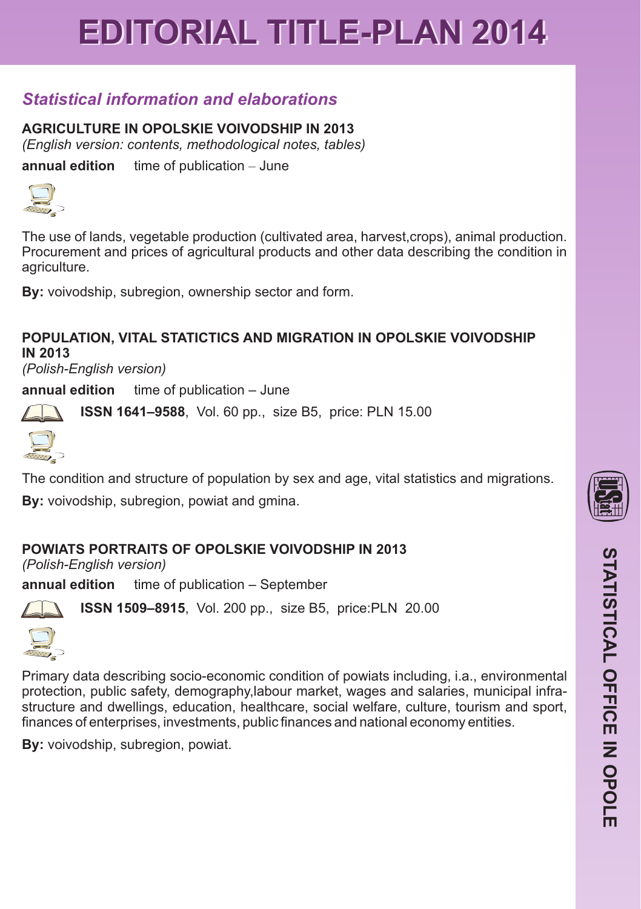# EDITORIAL TITLE-PLAN 2014

## *Statistical information and elaborations*

**AGRICULTURE IN OPOLSKIE VOIVODSHIP IN 2013**
*(English version: contents, methodological notes, tables)*

**annual edition** time of publication – June

The use of lands, vegetable production (cultivated area, harvest,crops), animal production. Procurement and prices of agricultural products and other data describing the condition in agriculture.

**By:** voivodship, subregion, ownership sector and form.

**POPULATION, VITAL STATICTICS AND MIGRATION IN OPOLSKIE VOIVODSHIP IN 2013**
*(Polish-English version)*

**annual edition** time of publication – June

**ISSN 1641–9588**, Vol. 60 pp., size B5, price: PLN 15.00

The condition and structure of population by sex and age, vital statistics and migrations.

**By:** voivodship, subregion, powiat and gmina.

**POWIATS PORTRAITS OF OPOLSKIE VOIVODSHIP IN 2013**
*(Polish-English version)*

**annual edition** time of publication – September

**ISSN 1509–8915**, Vol. 200 pp., size B5, price:PLN 20.00

Primary data describing socio-economic condition of powiats including, i.a., environmental protection, public safety, demography,labour market, wages and salaries, municipal infrastructure and dwellings, education, healthcare, social welfare, culture, tourism and sport, finances of enterprises, investments, public finances and national economy entities.

**By:** voivodship, subregion, powiat.

STATISTICAL OFFICE IN OPOLE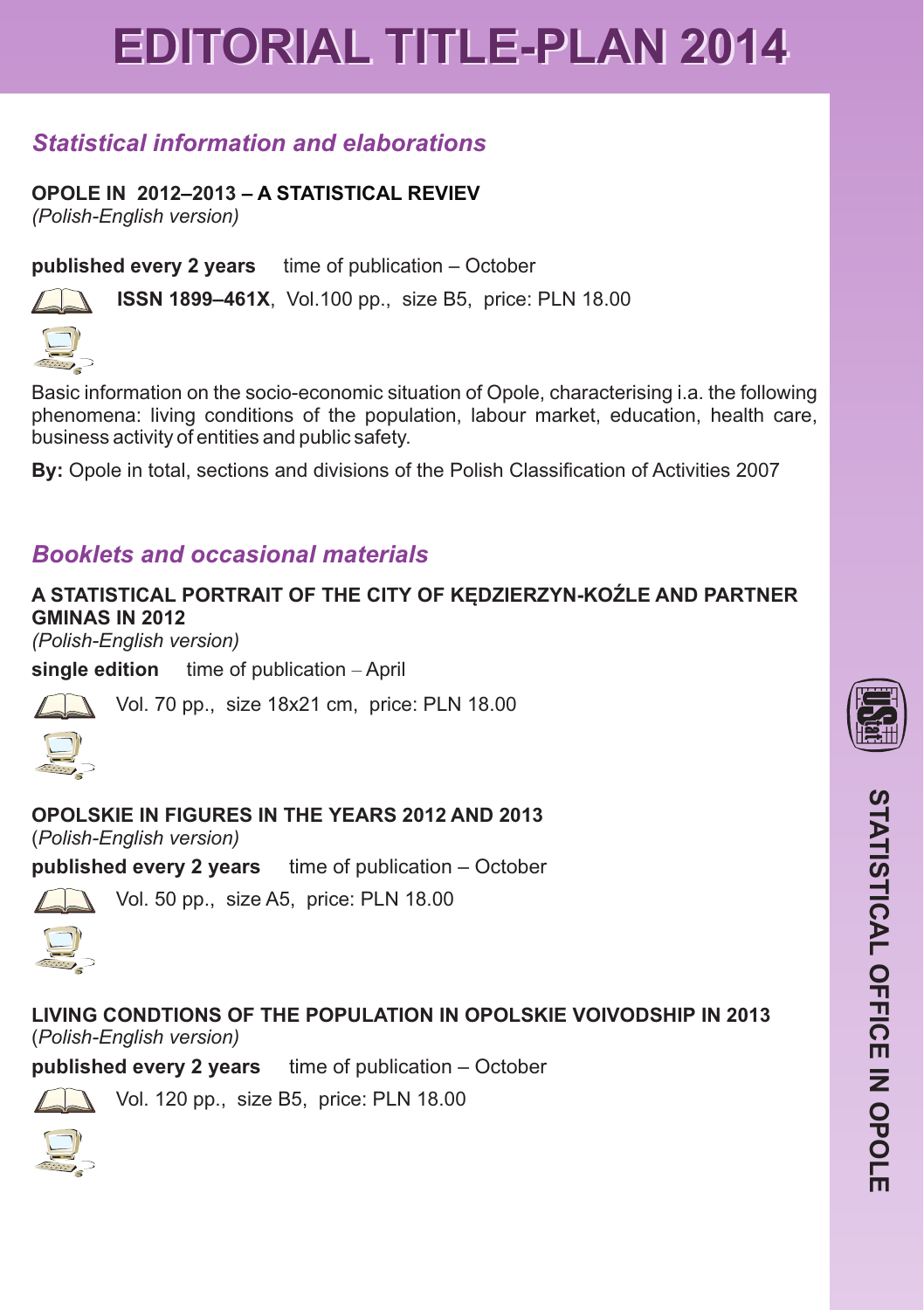# EDITORIAL TITLE-PLAN 2014

## *Statistical information and elaborations*

**OPOLE IN 2012–2013 – A STATISTICAL REVIEV**
*(Polish-English version)*

**published every 2 years** time of publication – October

**ISSN 1899–461X**, Vol.100 pp., size B5, price: PLN 18.00

Basic information on the socio-economic situation of Opole, characterising i.a. the following phenomena: living conditions of the population, labour market, education, health care, business activity of entities and public safety.

**By:** Opole in total, sections and divisions of the Polish Classification of Activities 2007

## *Booklets and occasional materials*

**A STATISTICAL PORTRAIT OF THE CITY OF KĘDZIERZYN-KOŹLE AND PARTNER GMINAS IN 2012**
*(Polish-English version)*

**single edition** time of publication – April

Vol. 70 pp., size 18x21 cm, price: PLN 18.00

**OPOLSKIE IN FIGURES IN THE YEARS 2012 AND 2013**
(*Polish-English version)*

**published every 2 years** time of publication – October

Vol. 50 pp., size A5, price: PLN 18.00

**LIVING CONDTIONS OF THE POPULATION IN OPOLSKIE VOIVODSHIP IN 2013**
(*Polish-English version)*

**published every 2 years** time of publication – October

Vol. 120 pp., size B5, price: PLN 18.00

STATISTICAL OFFICE IN OPOLE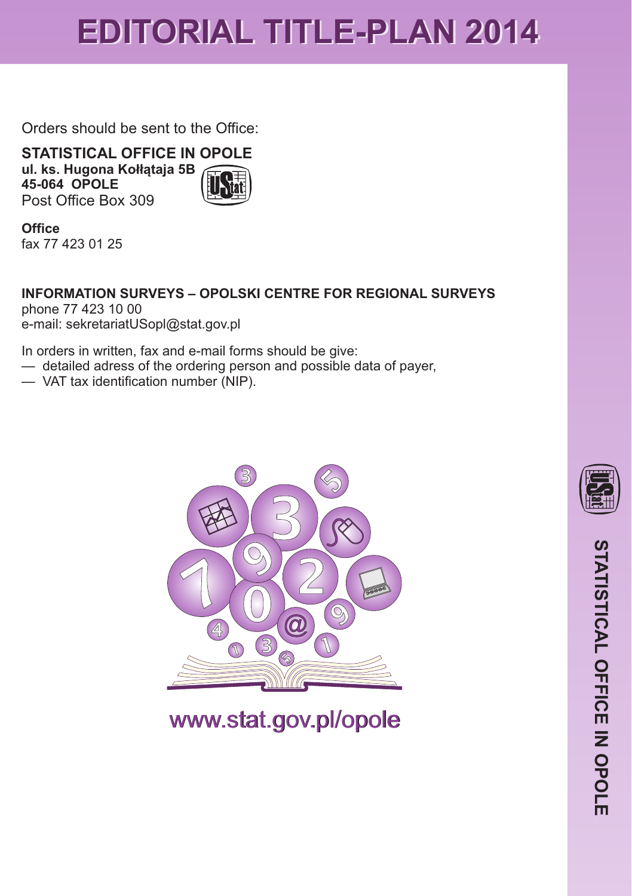# EDITORIAL TITLE-PLAN 2014

Orders should be sent to the Office:

**STATISTICAL OFFICE IN OPOLE**
**ul. ks. Hugona Kołłątaja 5B**
**45-064 OPOLE**
Post Office Box 309

**Office**
fax 77 423 01 25

**INFORMATION SURVEYS – OPOLSKI CENTRE FOR REGIONAL SURVEYS**
phone 77 423 10 00
e-mail: sekretariatUSopl@stat.gov.pl

In orders in written, fax and e-mail forms should be give:
— detailed adress of the ordering person and possible data of payer,
— VAT tax identification number (NIP).

www.stat.gov.pl/opole

STATISTICAL OFFICE IN OPOLE